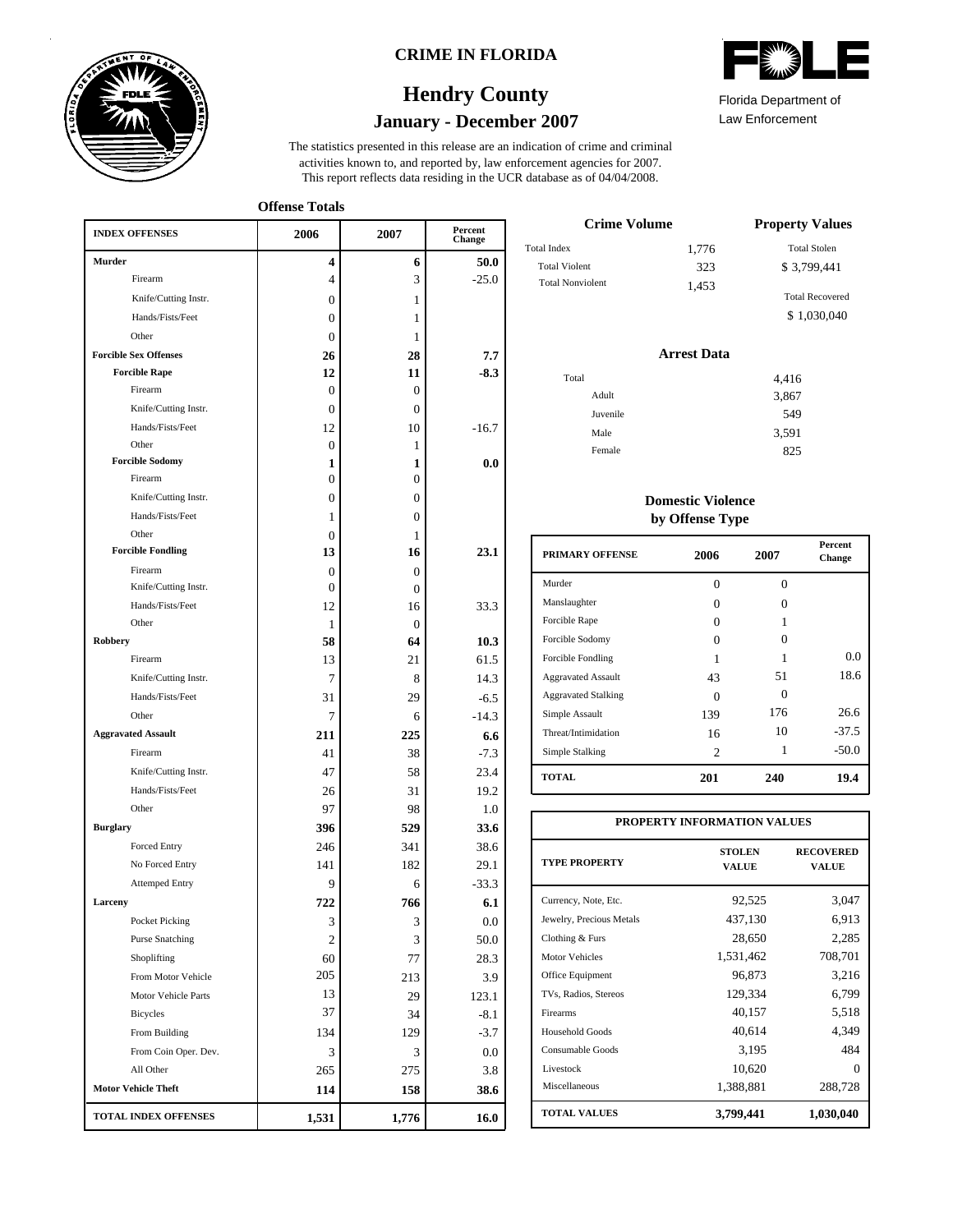# CRIME IN FLORIDA

## Hendry County

### January - December 2007

Florida Department of Law Enforcement

The statistics presented in this release are an indication of crime and criminal activities known to, and reported by, law enforcement agencies for 2007. This report reflects data residing in the UCR database as of 04/04/2008.

### Offense Totals

| INDEX OFFENSES | 2006 | 2007 | Percent Change |
|---|---|---|---|
| **Murder** | **4** | **6** | **50.0** |
| Firearm | 4 | 3 | -25.0 |
| Knife/Cutting Instr. | 0 | 1 | |
| Hands/Fists/Feet | 0 | 1 | |
| Other | 0 | 1 | |
| **Forcible Sex Offenses** | **26** | **28** | **7.7** |
| **Forcible Rape** | **12** | **11** | **-8.3** |
| Firearm | 0 | 0 | |
| Knife/Cutting Instr. | 0 | 0 | |
| Hands/Fists/Feet | 12 | 10 | -16.7 |
| Other | 0 | 1 | |
| **Forcible Sodomy** | **1** | **1** | **0.0** |
| Firearm | 0 | 0 | |
| Knife/Cutting Instr. | 0 | 0 | |
| Hands/Fists/Feet | 1 | 0 | |
| Other | 0 | 1 | |
| **Forcible Fondling** | **13** | **16** | **23.1** |
| Firearm | 0 | 0 | |
| Knife/Cutting Instr. | 0 | 0 | |
| Hands/Fists/Feet | 12 | 16 | 33.3 |
| Other | 1 | 0 | |
| **Robbery** | **58** | **64** | **10.3** |
| Firearm | 13 | 21 | 61.5 |
| Knife/Cutting Instr. | 7 | 8 | 14.3 |
| Hands/Fists/Feet | 31 | 29 | -6.5 |
| Other | 7 | 6 | -14.3 |
| **Aggravated Assault** | **211** | **225** | **6.6** |
| Firearm | 41 | 38 | -7.3 |
| Knife/Cutting Instr. | 47 | 58 | 23.4 |
| Hands/Fists/Feet | 26 | 31 | 19.2 |
| Other | 97 | 98 | 1.0 |
| **Burglary** | **396** | **529** | **33.6** |
| Forced Entry | 246 | 341 | 38.6 |
| No Forced Entry | 141 | 182 | 29.1 |
| Attemped Entry | 9 | 6 | -33.3 |
| **Larceny** | **722** | **766** | **6.1** |
| Pocket Picking | 3 | 3 | 0.0 |
| Purse Snatching | 2 | 3 | 50.0 |
| Shoplifting | 60 | 77 | 28.3 |
| From Motor Vehicle | 205 | 213 | 3.9 |
| Motor Vehicle Parts | 13 | 29 | 123.1 |
| Bicycles | 37 | 34 | -8.1 |
| From Building | 134 | 129 | -3.7 |
| From Coin Oper. Dev. | 3 | 3 | 0.0 |
| All Other | 265 | 275 | 3.8 |
| **Motor Vehicle Theft** | **114** | **158** | **38.6** |
| **TOTAL INDEX OFFENSES** | **1,531** | **1,776** | **16.0** |

### Crime Volume

| | |
|---|---|
| Total Index | 1,776 |
| Total Violent | 323 |
| Total Nonviolent | 1,453 |

### Property Values

| | |
|---|---|
| Total Stolen | $ 3,799,441 |
| Total Recovered | $ 1,030,040 |

### Arrest Data

| | |
|---|---|
| Total | 4,416 |
| Adult | 3,867 |
| Juvenile | 549 |
| Male | 3,591 |
| Female | 825 |

### Domestic Violence by Offense Type

| PRIMARY OFFENSE | 2006 | 2007 | Percent Change |
|---|---|---|---|
| Murder | 0 | 0 | |
| Manslaughter | 0 | 0 | |
| Forcible Rape | 0 | 1 | |
| Forcible Sodomy | 0 | 0 | |
| Forcible Fondling | 1 | 1 | 0.0 |
| Aggravated Assault | 43 | 51 | 18.6 |
| Aggravated Stalking | 0 | 0 | |
| Simple Assault | 139 | 176 | 26.6 |
| Threat/Intimidation | 16 | 10 | -37.5 |
| Simple Stalking | 2 | 1 | -50.0 |
| **TOTAL** | **201** | **240** | **19.4** |

### PROPERTY INFORMATION VALUES

| TYPE PROPERTY | STOLEN VALUE | RECOVERED VALUE |
|---|---|---|
| Currency, Note, Etc. | 92,525 | 3,047 |
| Jewelry, Precious Metals | 437,130 | 6,913 |
| Clothing & Furs | 28,650 | 2,285 |
| Motor Vehicles | 1,531,462 | 708,701 |
| Office Equipment | 96,873 | 3,216 |
| TVs, Radios, Stereos | 129,334 | 6,799 |
| Firearms | 40,157 | 5,518 |
| Household Goods | 40,614 | 4,349 |
| Consumable Goods | 3,195 | 484 |
| Livestock | 10,620 | 0 |
| Miscellaneous | 1,388,881 | 288,728 |
| **TOTAL VALUES** | **3,799,441** | **1,030,040** |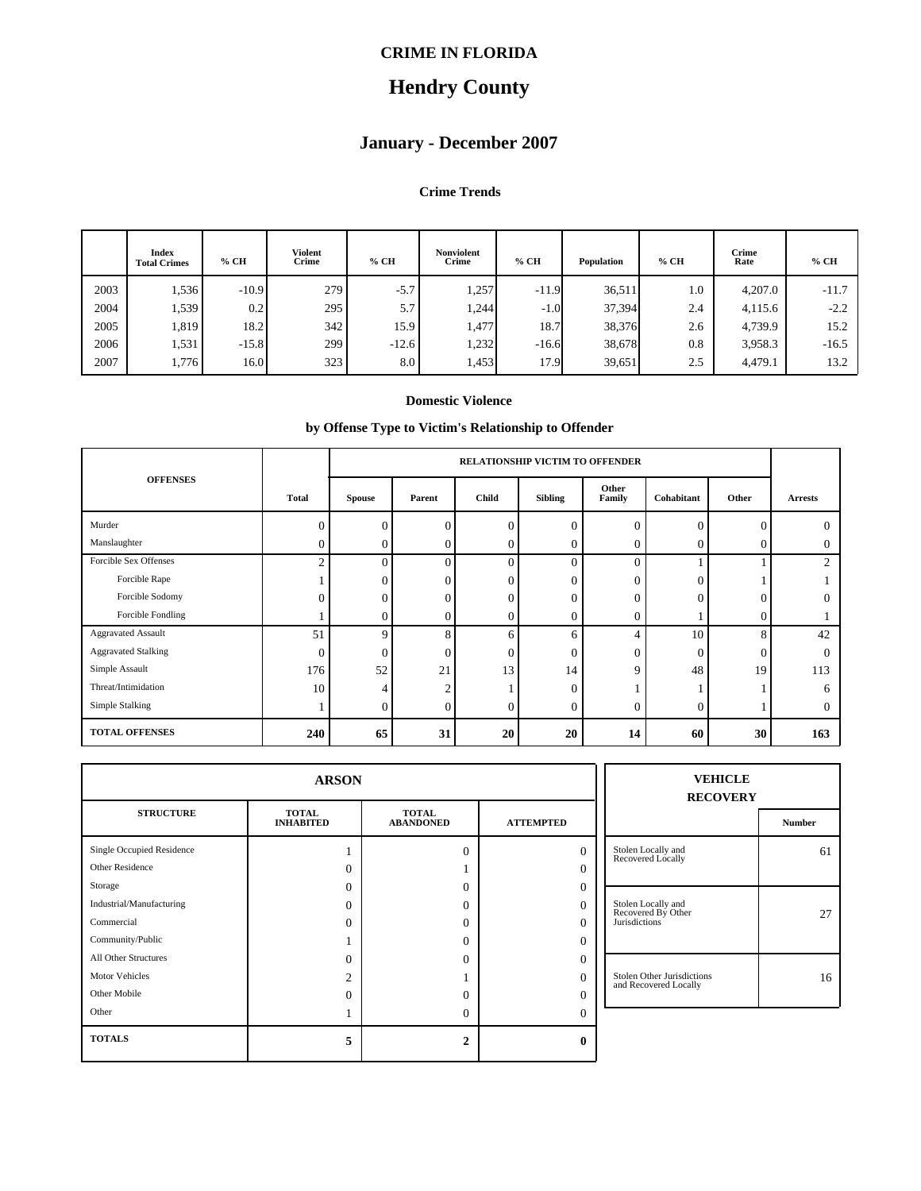**CRIME IN FLORIDA**

# Hendry County

## January - December 2007

### Crime Trends

| | Index Total Crimes | % CH | Violent Crime | % CH | Nonviolent Crime | % CH | Population | % CH | Crime Rate | % CH |
|---|---|---|---|---|---|---|---|---|---|---|
| 2003 | 1,536 | -10.9 | 279 | -5.7 | 1,257 | -11.9 | 36,511 | 1.0 | 4,207.0 | -11.7 |
| 2004 | 1,539 | 0.2 | 295 | 5.7 | 1,244 | -1.0 | 37,394 | 2.4 | 4,115.6 | -2.2 |
| 2005 | 1,819 | 18.2 | 342 | 15.9 | 1,477 | 18.7 | 38,376 | 2.6 | 4,739.9 | 15.2 |
| 2006 | 1,531 | -15.8 | 299 | -12.6 | 1,232 | -16.6 | 38,678 | 0.8 | 3,958.3 | -16.5 |
| 2007 | 1,776 | 16.0 | 323 | 8.0 | 1,453 | 17.9 | 39,651 | 2.5 | 4,479.1 | 13.2 |

### Domestic Violence

### by Offense Type to Victim's Relationship to Offender

| OFFENSES | | RELATIONSHIP VICTIM TO OFFENDER | | | | | | | |
|---|---|---|---|---|---|---|---|---|---|
| | Total | Spouse | Parent | Child | Sibling | Other Family | Cohabitant | Other | Arrests |
| Murder | 0 | 0 | 0 | 0 | 0 | 0 | 0 | 0 | 0 |
| Manslaughter | 0 | 0 | 0 | 0 | 0 | 0 | 0 | 0 | 0 |
| Forcible Sex Offenses | 2 | 0 | 0 | 0 | 0 | 0 | 1 | 1 | 2 |
| Forcible Rape | 1 | 0 | 0 | 0 | 0 | 0 | 0 | 1 | 1 |
| Forcible Sodomy | 0 | 0 | 0 | 0 | 0 | 0 | 0 | 0 | 0 |
| Forcible Fondling | 1 | 0 | 0 | 0 | 0 | 0 | 1 | 0 | 1 |
| Aggravated Assault | 51 | 9 | 8 | 6 | 6 | 4 | 10 | 8 | 42 |
| Aggravated Stalking | 0 | 0 | 0 | 0 | 0 | 0 | 0 | 0 | 0 |
| Simple Assault | 176 | 52 | 21 | 13 | 14 | 9 | 48 | 19 | 113 |
| Threat/Intimidation | 10 | 4 | 2 | 1 | 0 | 1 | 1 | 1 | 6 |
| Simple Stalking | 1 | 0 | 0 | 0 | 0 | 0 | 0 | 1 | 0 |
| **TOTAL OFFENSES** | **240** | **65** | **31** | **20** | **20** | **14** | **60** | **30** | **163** |

| ARSON | | | |
|---|---|---|---|
| STRUCTURE | TOTAL INHABITED | TOTAL ABANDONED | ATTEMPTED |
| Single Occupied Residence | 1 | 0 | 0 |
| Other Residence | 0 | 1 | 0 |
| Storage | 0 | 0 | 0 |
| Industrial/Manufacturing | 0 | 0 | 0 |
| Commercial | 0 | 0 | 0 |
| Community/Public | 1 | 0 | 0 |
| All Other Structures | 0 | 0 | 0 |
| Motor Vehicles | 2 | 1 | 0 |
| Other Mobile | 0 | 0 | 0 |
| Other | 1 | 0 | 0 |
| **TOTALS** | **5** | **2** | **0** |

| VEHICLE RECOVERY | Number |
|---|---|
| Stolen Locally and Recovered Locally | 61 |
| Stolen Locally and Recovered By Other Jurisdictions | 27 |
| Stolen Other Jurisdictions and Recovered Locally | 16 |